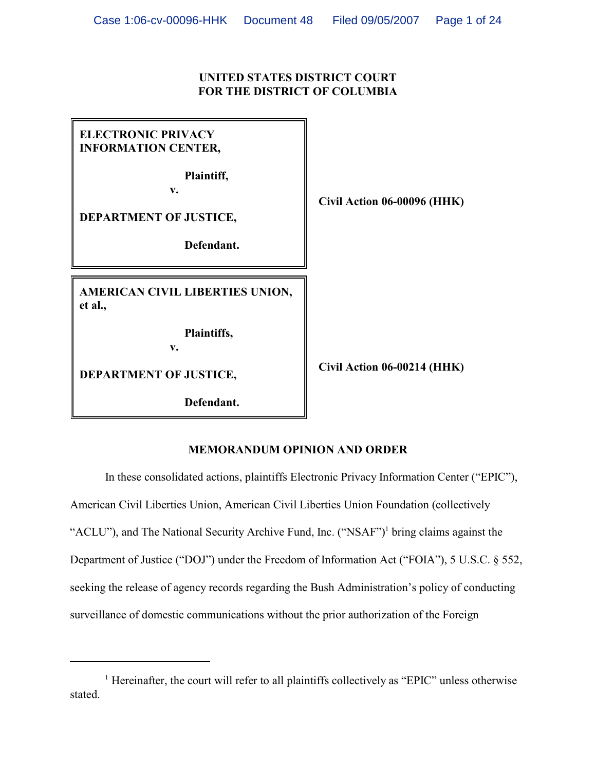**UNITED STATES DISTRICT COURT
FOR THE DISTRICT OF COLUMBIA**

| | |
|---|---|
| **ELECTRONIC PRIVACY INFORMATION CENTER,**<br><br>**Plaintiff,**<br>**v.**<br><br>**DEPARTMENT OF JUSTICE,**<br><br>**Defendant.** | **Civil Action 06-00096 (HHK)** |
| **AMERICAN CIVIL LIBERTIES UNION, et al.,**<br><br>**Plaintiffs,**<br>**v.**<br><br>**DEPARTMENT OF JUSTICE,**<br><br>**Defendant.** | **Civil Action 06-00214 (HHK)** |

**MEMORANDUM OPINION AND ORDER**

In these consolidated actions, plaintiffs Electronic Privacy Information Center ("EPIC"), American Civil Liberties Union, American Civil Liberties Union Foundation (collectively "ACLU"), and The National Security Archive Fund, Inc. ("NSAF")[1] bring claims against the Department of Justice ("DOJ") under the Freedom of Information Act ("FOIA"), 5 U.S.C. § 552, seeking the release of agency records regarding the Bush Administration's policy of conducting surveillance of domestic communications without the prior authorization of the Foreign

[1] Hereinafter, the court will refer to all plaintiffs collectively as "EPIC" unless otherwise stated.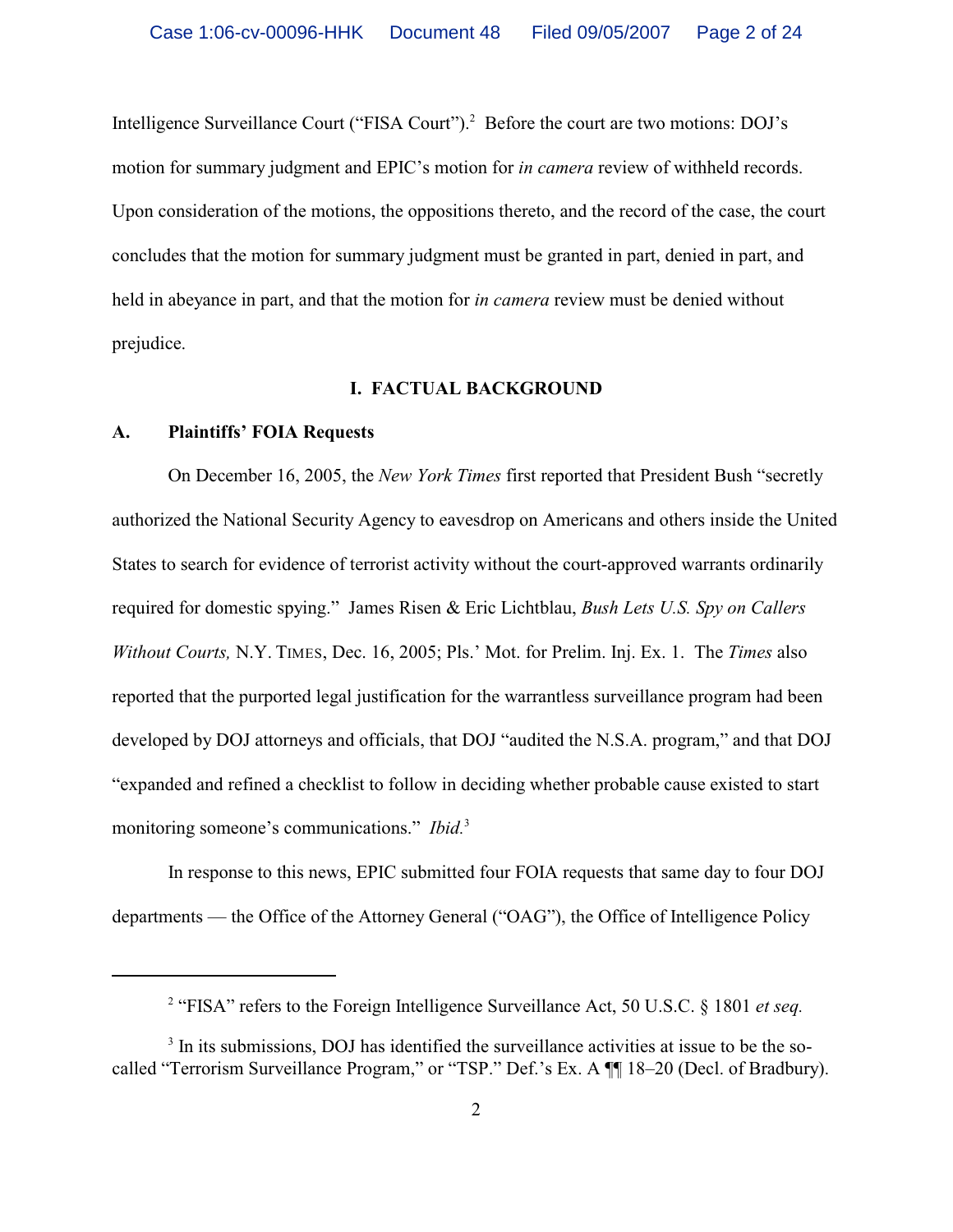Intelligence Surveillance Court ("FISA Court").[2] Before the court are two motions: DOJ's motion for summary judgment and EPIC's motion for *in camera* review of withheld records. Upon consideration of the motions, the oppositions thereto, and the record of the case, the court concludes that the motion for summary judgment must be granted in part, denied in part, and held in abeyance in part, and that the motion for *in camera* review must be denied without prejudice.

## I. FACTUAL BACKGROUND

### A. Plaintiffs' FOIA Requests

On December 16, 2005, the *New York Times* first reported that President Bush "secretly authorized the National Security Agency to eavesdrop on Americans and others inside the United States to search for evidence of terrorist activity without the court-approved warrants ordinarily required for domestic spying." James Risen & Eric Lichtblau, *Bush Lets U.S. Spy on Callers Without Courts,* N.Y. TIMES, Dec. 16, 2005; Pls.' Mot. for Prelim. Inj. Ex. 1. The *Times* also reported that the purported legal justification for the warrantless surveillance program had been developed by DOJ attorneys and officials, that DOJ "audited the N.S.A. program," and that DOJ "expanded and refined a checklist to follow in deciding whether probable cause existed to start monitoring someone's communications." *Ibid.*[3]

In response to this news, EPIC submitted four FOIA requests that same day to four DOJ departments — the Office of the Attorney General ("OAG"), the Office of Intelligence Policy

---

[2] "FISA" refers to the Foreign Intelligence Surveillance Act, 50 U.S.C. § 1801 *et seq.*

[3] In its submissions, DOJ has identified the surveillance activities at issue to be the so-called "Terrorism Surveillance Program," or "TSP." Def.'s Ex. A ¶¶ 18–20 (Decl. of Bradbury).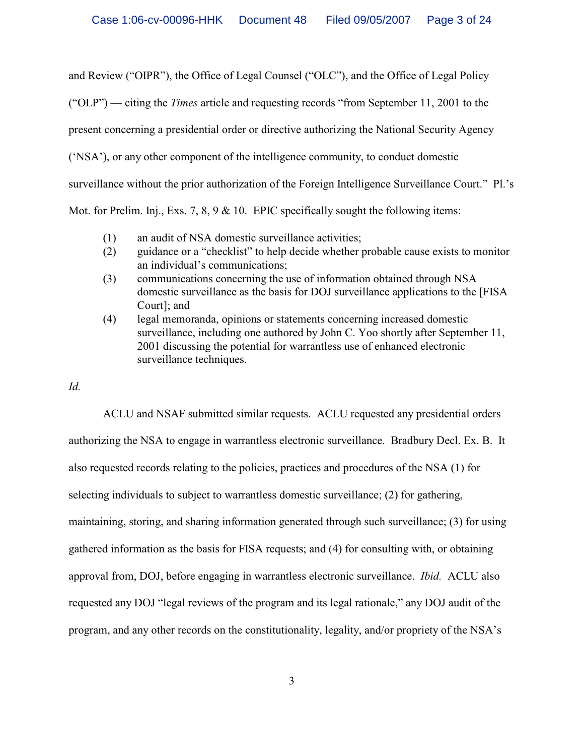and Review ("OIPR"), the Office of Legal Counsel ("OLC"), and the Office of Legal Policy ("OLP") — citing the *Times* article and requesting records "from September 11, 2001 to the present concerning a presidential order or directive authorizing the National Security Agency ('NSA'), or any other component of the intelligence community, to conduct domestic surveillance without the prior authorization of the Foreign Intelligence Surveillance Court." Pl.'s Mot. for Prelim. Inj., Exs. 7, 8, 9 & 10. EPIC specifically sought the following items:

(1) an audit of NSA domestic surveillance activities;

(2) guidance or a "checklist" to help decide whether probable cause exists to monitor an individual's communications;

(3) communications concerning the use of information obtained through NSA domestic surveillance as the basis for DOJ surveillance applications to the [FISA Court]; and

(4) legal memoranda, opinions or statements concerning increased domestic surveillance, including one authored by John C. Yoo shortly after September 11, 2001 discussing the potential for warrantless use of enhanced electronic surveillance techniques.

*Id.*

ACLU and NSAF submitted similar requests. ACLU requested any presidential orders authorizing the NSA to engage in warrantless electronic surveillance. Bradbury Decl. Ex. B. It also requested records relating to the policies, practices and procedures of the NSA (1) for selecting individuals to subject to warrantless domestic surveillance; (2) for gathering, maintaining, storing, and sharing information generated through such surveillance; (3) for using gathered information as the basis for FISA requests; and (4) for consulting with, or obtaining approval from, DOJ, before engaging in warrantless electronic surveillance. *Ibid.* ACLU also requested any DOJ "legal reviews of the program and its legal rationale," any DOJ audit of the program, and any other records on the constitutionality, legality, and/or propriety of the NSA's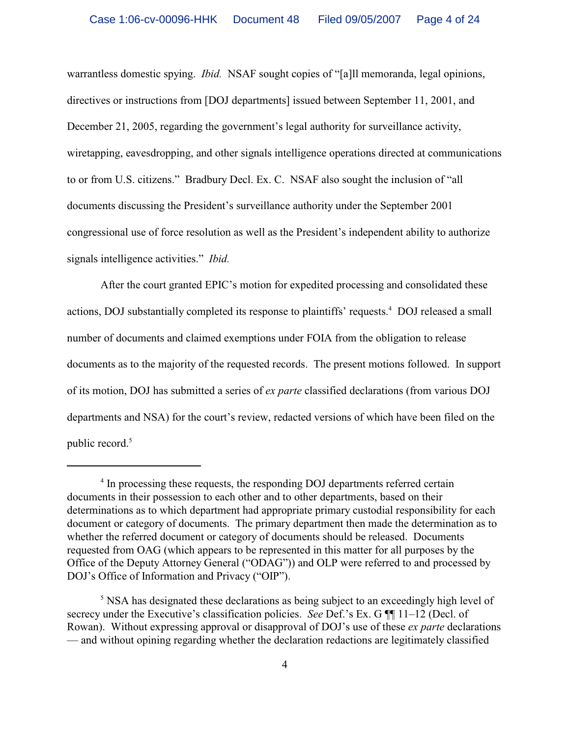warrantless domestic spying. *Ibid.* NSAF sought copies of "[a]ll memoranda, legal opinions, directives or instructions from [DOJ departments] issued between September 11, 2001, and December 21, 2005, regarding the government's legal authority for surveillance activity, wiretapping, eavesdropping, and other signals intelligence operations directed at communications to or from U.S. citizens." Bradbury Decl. Ex. C. NSAF also sought the inclusion of "all documents discussing the President's surveillance authority under the September 2001 congressional use of force resolution as well as the President's independent ability to authorize signals intelligence activities." *Ibid.*

After the court granted EPIC's motion for expedited processing and consolidated these actions, DOJ substantially completed its response to plaintiffs' requests.[4] DOJ released a small number of documents and claimed exemptions under FOIA from the obligation to release documents as to the majority of the requested records. The present motions followed. In support of its motion, DOJ has submitted a series of *ex parte* classified declarations (from various DOJ departments and NSA) for the court's review, redacted versions of which have been filed on the public record.[5]

---

[4] In processing these requests, the responding DOJ departments referred certain documents in their possession to each other and to other departments, based on their determinations as to which department had appropriate primary custodial responsibility for each document or category of documents. The primary department then made the determination as to whether the referred document or category of documents should be released. Documents requested from OAG (which appears to be represented in this matter for all purposes by the Office of the Deputy Attorney General ("ODAG")) and OLP were referred to and processed by DOJ's Office of Information and Privacy ("OIP").

[5] NSA has designated these declarations as being subject to an exceedingly high level of secrecy under the Executive's classification policies. *See* Def.'s Ex. G ¶¶ 11–12 (Decl. of Rowan). Without expressing approval or disapproval of DOJ's use of these *ex parte* declarations — and without opining regarding whether the declaration redactions are legitimately classified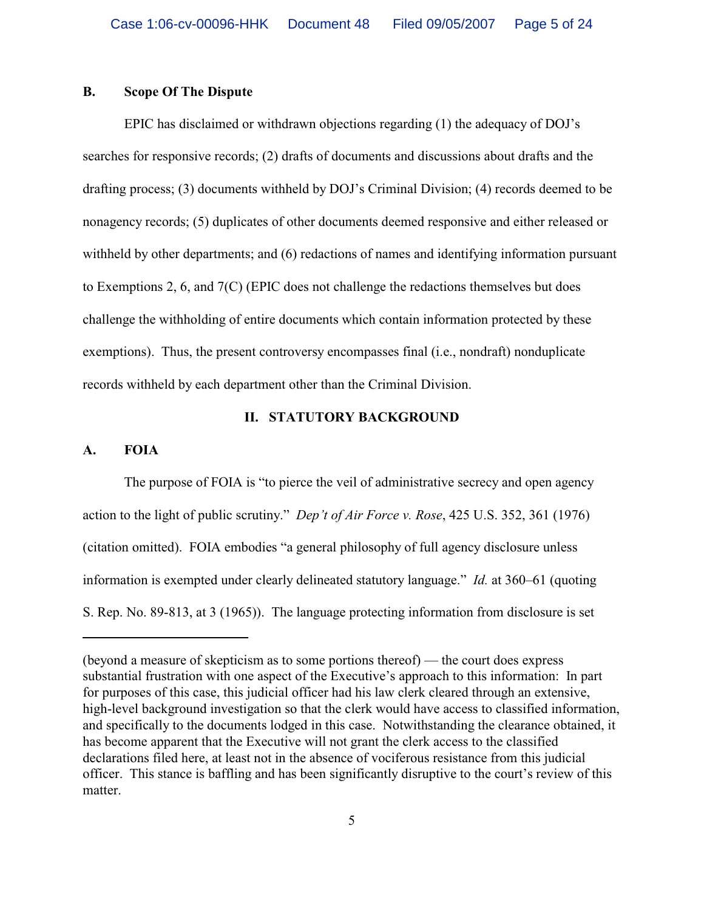### B. Scope Of The Dispute

EPIC has disclaimed or withdrawn objections regarding (1) the adequacy of DOJ's searches for responsive records; (2) drafts of documents and discussions about drafts and the drafting process; (3) documents withheld by DOJ's Criminal Division; (4) records deemed to be nonagency records; (5) duplicates of other documents deemed responsive and either released or withheld by other departments; and (6) redactions of names and identifying information pursuant to Exemptions 2, 6, and 7(C) (EPIC does not challenge the redactions themselves but does challenge the withholding of entire documents which contain information protected by these exemptions). Thus, the present controversy encompasses final (i.e., nondraft) nonduplicate records withheld by each department other than the Criminal Division.

## II. STATUTORY BACKGROUND

### A. FOIA

The purpose of FOIA is "to pierce the veil of administrative secrecy and open agency action to the light of public scrutiny." *Dep't of Air Force v. Rose*, 425 U.S. 352, 361 (1976) (citation omitted). FOIA embodies "a general philosophy of full agency disclosure unless information is exempted under clearly delineated statutory language." *Id.* at 360–61 (quoting S. Rep. No. 89-813, at 3 (1965)). The language protecting information from disclosure is set

---

(beyond a measure of skepticism as to some portions thereof) — the court does express substantial frustration with one aspect of the Executive's approach to this information: In part for purposes of this case, this judicial officer had his law clerk cleared through an extensive, high-level background investigation so that the clerk would have access to classified information, and specifically to the documents lodged in this case. Notwithstanding the clearance obtained, it has become apparent that the Executive will not grant the clerk access to the classified declarations filed here, at least not in the absence of vociferous resistance from this judicial officer. This stance is baffling and has been significantly disruptive to the court's review of this matter.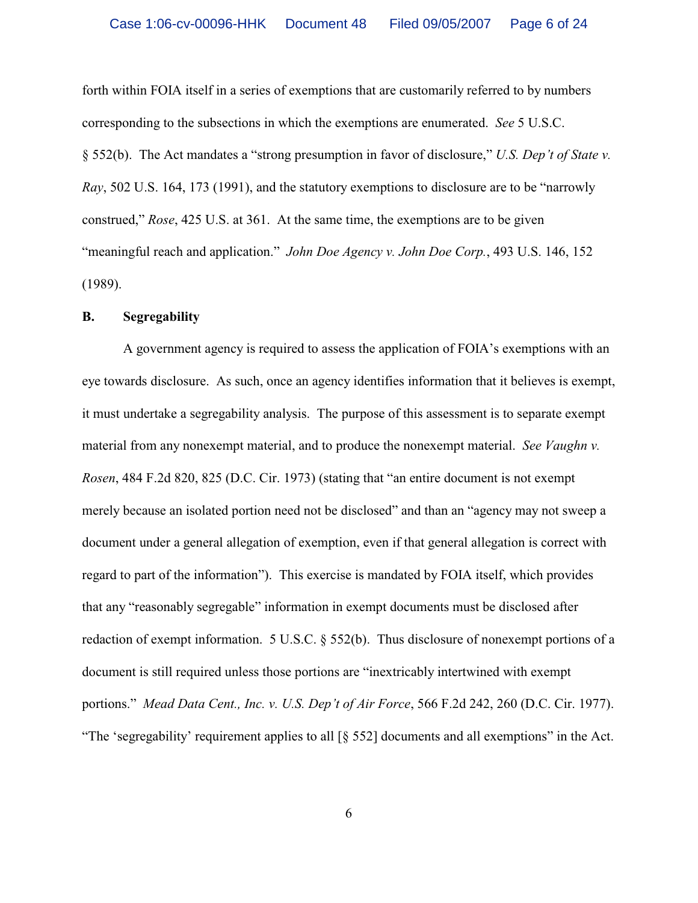forth within FOIA itself in a series of exemptions that are customarily referred to by numbers corresponding to the subsections in which the exemptions are enumerated. *See* 5 U.S.C. § 552(b). The Act mandates a "strong presumption in favor of disclosure," *U.S. Dep't of State v. Ray*, 502 U.S. 164, 173 (1991), and the statutory exemptions to disclosure are to be "narrowly construed," *Rose*, 425 U.S. at 361. At the same time, the exemptions are to be given "meaningful reach and application." *John Doe Agency v. John Doe Corp.*, 493 U.S. 146, 152 (1989).

### B. Segregability

A government agency is required to assess the application of FOIA's exemptions with an eye towards disclosure. As such, once an agency identifies information that it believes is exempt, it must undertake a segregability analysis. The purpose of this assessment is to separate exempt material from any nonexempt material, and to produce the nonexempt material. *See Vaughn v. Rosen*, 484 F.2d 820, 825 (D.C. Cir. 1973) (stating that "an entire document is not exempt merely because an isolated portion need not be disclosed" and than an "agency may not sweep a document under a general allegation of exemption, even if that general allegation is correct with regard to part of the information"). This exercise is mandated by FOIA itself, which provides that any "reasonably segregable" information in exempt documents must be disclosed after redaction of exempt information. 5 U.S.C. § 552(b). Thus disclosure of nonexempt portions of a document is still required unless those portions are "inextricably intertwined with exempt portions." *Mead Data Cent., Inc. v. U.S. Dep't of Air Force*, 566 F.2d 242, 260 (D.C. Cir. 1977). "The 'segregability' requirement applies to all [§ 552] documents and all exemptions" in the Act.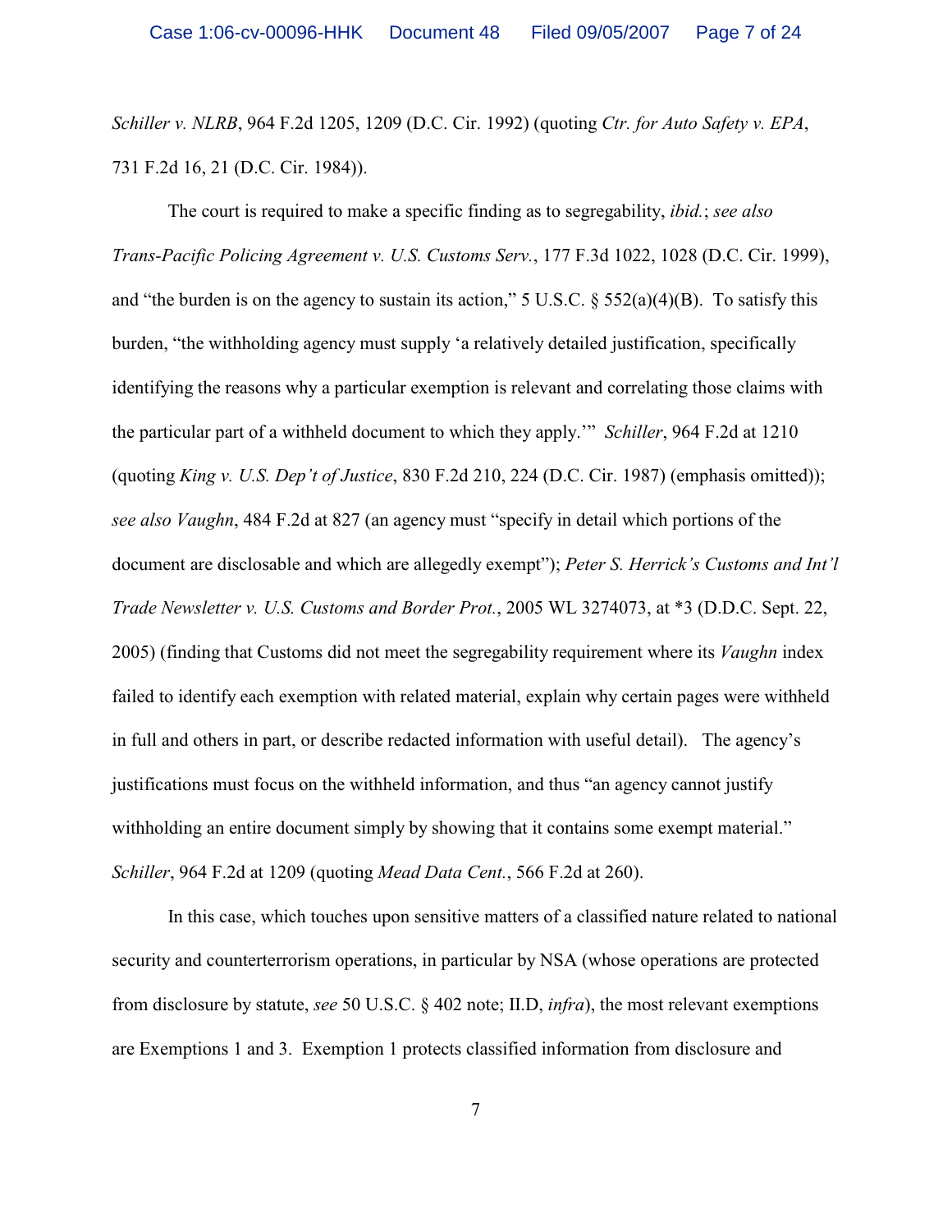*Schiller v. NLRB*, 964 F.2d 1205, 1209 (D.C. Cir. 1992) (quoting *Ctr. for Auto Safety v. EPA*, 731 F.2d 16, 21 (D.C. Cir. 1984)).

The court is required to make a specific finding as to segregability, *ibid.*; *see also Trans-Pacific Policing Agreement v. U.S. Customs Serv.*, 177 F.3d 1022, 1028 (D.C. Cir. 1999), and "the burden is on the agency to sustain its action," 5 U.S.C. § 552(a)(4)(B). To satisfy this burden, "the withholding agency must supply 'a relatively detailed justification, specifically identifying the reasons why a particular exemption is relevant and correlating those claims with the particular part of a withheld document to which they apply.'" *Schiller*, 964 F.2d at 1210 (quoting *King v. U.S. Dep't of Justice*, 830 F.2d 210, 224 (D.C. Cir. 1987) (emphasis omitted)); *see also Vaughn*, 484 F.2d at 827 (an agency must "specify in detail which portions of the document are disclosable and which are allegedly exempt"); *Peter S. Herrick's Customs and Int'l Trade Newsletter v. U.S. Customs and Border Prot.*, 2005 WL 3274073, at *3 (D.D.C. Sept. 22, 2005) (finding that Customs did not meet the segregability requirement where its *Vaughn* index failed to identify each exemption with related material, explain why certain pages were withheld in full and others in part, or describe redacted information with useful detail). The agency's justifications must focus on the withheld information, and thus "an agency cannot justify withholding an entire document simply by showing that it contains some exempt material." *Schiller*, 964 F.2d at 1209 (quoting *Mead Data Cent.*, 566 F.2d at 260).

In this case, which touches upon sensitive matters of a classified nature related to national security and counterterrorism operations, in particular by NSA (whose operations are protected from disclosure by statute, *see* 50 U.S.C. § 402 note; II.D, *infra*), the most relevant exemptions are Exemptions 1 and 3. Exemption 1 protects classified information from disclosure and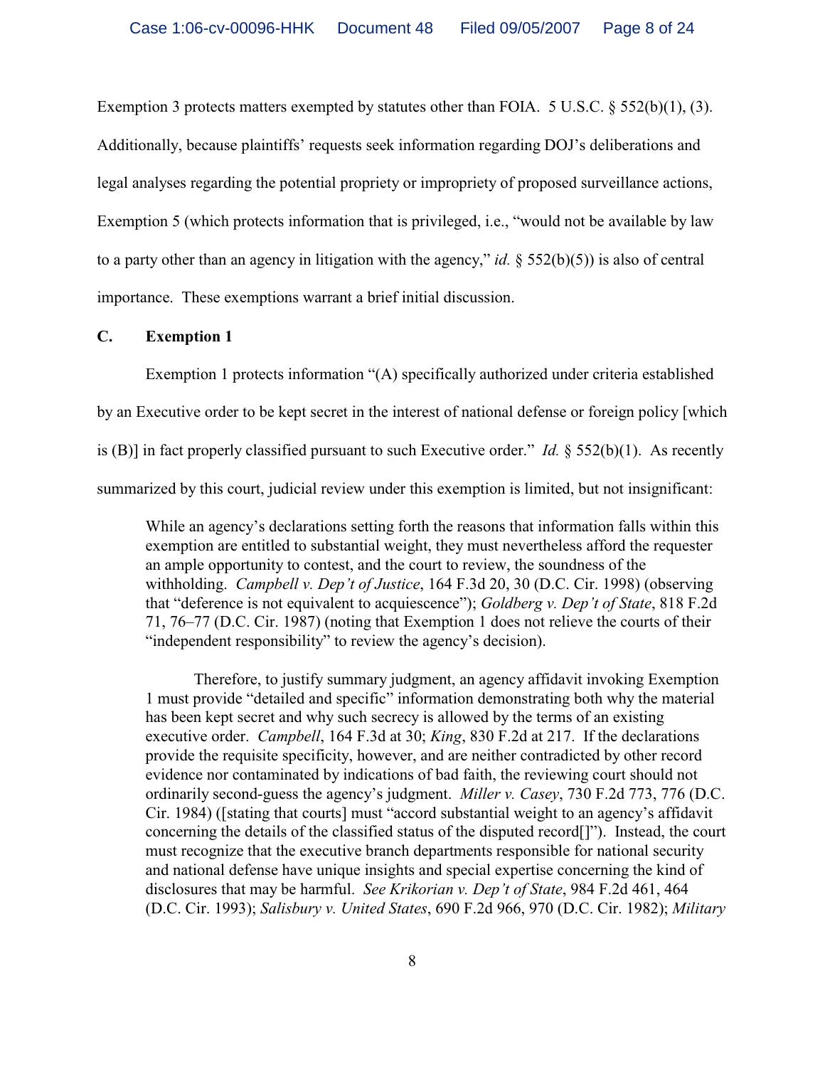Exemption 3 protects matters exempted by statutes other than FOIA. 5 U.S.C. § 552(b)(1), (3). Additionally, because plaintiffs' requests seek information regarding DOJ's deliberations and legal analyses regarding the potential propriety or impropriety of proposed surveillance actions, Exemption 5 (which protects information that is privileged, i.e., "would not be available by law to a party other than an agency in litigation with the agency," *id.* § 552(b)(5)) is also of central importance. These exemptions warrant a brief initial discussion.

### C. Exemption 1

Exemption 1 protects information "(A) specifically authorized under criteria established by an Executive order to be kept secret in the interest of national defense or foreign policy [which is (B)] in fact properly classified pursuant to such Executive order." *Id.* § 552(b)(1). As recently summarized by this court, judicial review under this exemption is limited, but not insignificant:

> While an agency's declarations setting forth the reasons that information falls within this exemption are entitled to substantial weight, they must nevertheless afford the requester an ample opportunity to contest, and the court to review, the soundness of the withholding. *Campbell v. Dep't of Justice*, 164 F.3d 20, 30 (D.C. Cir. 1998) (observing that "deference is not equivalent to acquiescence"); *Goldberg v. Dep't of State*, 818 F.2d 71, 76–77 (D.C. Cir. 1987) (noting that Exemption 1 does not relieve the courts of their "independent responsibility" to review the agency's decision).
>
> Therefore, to justify summary judgment, an agency affidavit invoking Exemption 1 must provide "detailed and specific" information demonstrating both why the material has been kept secret and why such secrecy is allowed by the terms of an existing executive order. *Campbell*, 164 F.3d at 30; *King*, 830 F.2d at 217. If the declarations provide the requisite specificity, however, and are neither contradicted by other record evidence nor contaminated by indications of bad faith, the reviewing court should not ordinarily second-guess the agency's judgment. *Miller v. Casey*, 730 F.2d 773, 776 (D.C. Cir. 1984) ([stating that courts] must "accord substantial weight to an agency's affidavit concerning the details of the classified status of the disputed record[]"). Instead, the court must recognize that the executive branch departments responsible for national security and national defense have unique insights and special expertise concerning the kind of disclosures that may be harmful. *See Krikorian v. Dep't of State*, 984 F.2d 461, 464 (D.C. Cir. 1993); *Salisbury v. United States*, 690 F.2d 966, 970 (D.C. Cir. 1982); *Military*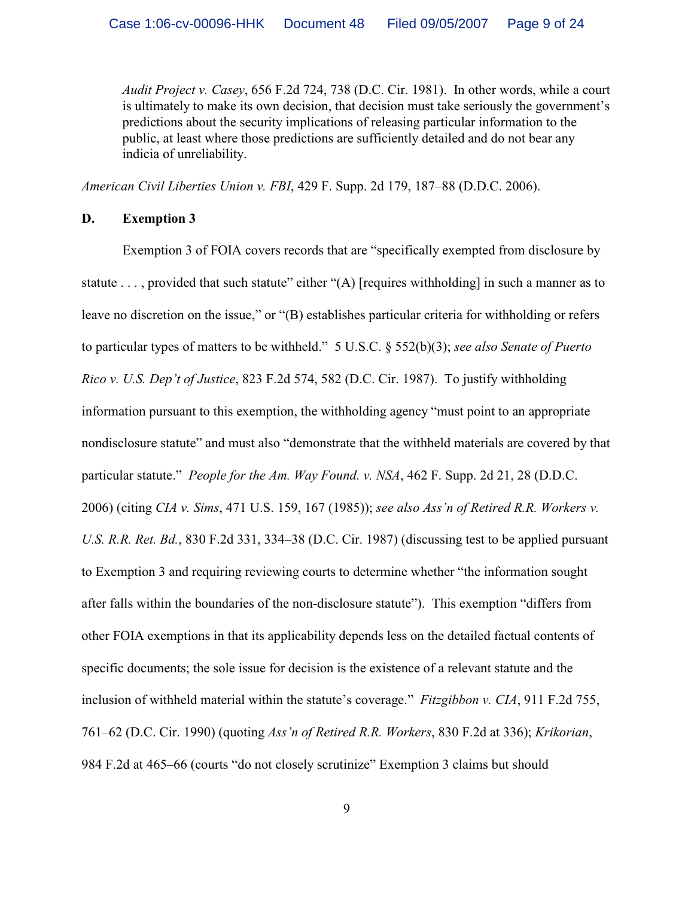> *Audit Project v. Casey*, 656 F.2d 724, 738 (D.C. Cir. 1981). In other words, while a court is ultimately to make its own decision, that decision must take seriously the government's predictions about the security implications of releasing particular information to the public, at least where those predictions are sufficiently detailed and do not bear any indicia of unreliability.

*American Civil Liberties Union v. FBI*, 429 F. Supp. 2d 179, 187–88 (D.D.C. 2006).

### D. Exemption 3

Exemption 3 of FOIA covers records that are "specifically exempted from disclosure by statute . . . , provided that such statute" either "(A) [requires withholding] in such a manner as to leave no discretion on the issue," or "(B) establishes particular criteria for withholding or refers to particular types of matters to be withheld." 5 U.S.C. § 552(b)(3); *see also Senate of Puerto Rico v. U.S. Dep't of Justice*, 823 F.2d 574, 582 (D.C. Cir. 1987). To justify withholding information pursuant to this exemption, the withholding agency "must point to an appropriate nondisclosure statute" and must also "demonstrate that the withheld materials are covered by that particular statute." *People for the Am. Way Found. v. NSA*, 462 F. Supp. 2d 21, 28 (D.D.C. 2006) (citing *CIA v. Sims*, 471 U.S. 159, 167 (1985)); *see also Ass'n of Retired R.R. Workers v. U.S. R.R. Ret. Bd.*, 830 F.2d 331, 334–38 (D.C. Cir. 1987) (discussing test to be applied pursuant to Exemption 3 and requiring reviewing courts to determine whether "the information sought after falls within the boundaries of the non-disclosure statute"). This exemption "differs from other FOIA exemptions in that its applicability depends less on the detailed factual contents of specific documents; the sole issue for decision is the existence of a relevant statute and the inclusion of withheld material within the statute's coverage." *Fitzgibbon v. CIA*, 911 F.2d 755, 761–62 (D.C. Cir. 1990) (quoting *Ass'n of Retired R.R. Workers*, 830 F.2d at 336); *Krikorian*, 984 F.2d at 465–66 (courts "do not closely scrutinize" Exemption 3 claims but should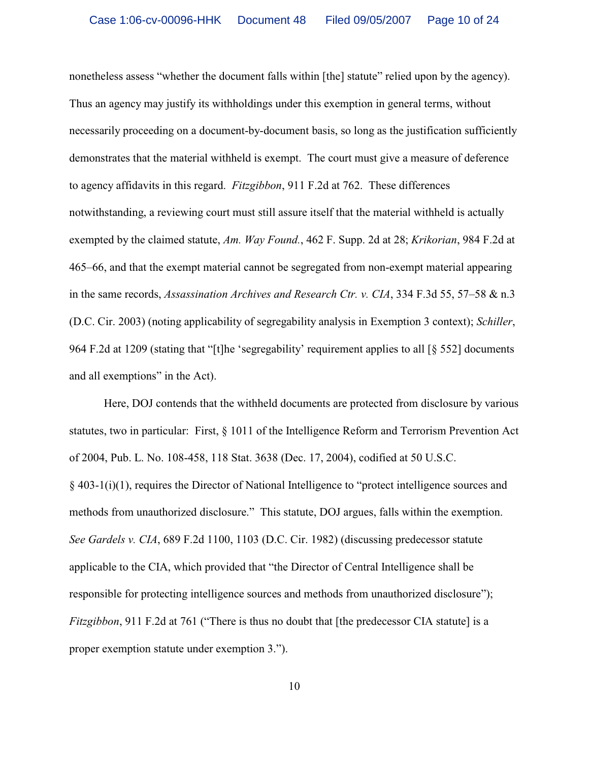nonetheless assess "whether the document falls within [the] statute" relied upon by the agency). Thus an agency may justify its withholdings under this exemption in general terms, without necessarily proceeding on a document-by-document basis, so long as the justification sufficiently demonstrates that the material withheld is exempt. The court must give a measure of deference to agency affidavits in this regard. *Fitzgibbon*, 911 F.2d at 762. These differences notwithstanding, a reviewing court must still assure itself that the material withheld is actually exempted by the claimed statute, *Am. Way Found.*, 462 F. Supp. 2d at 28; *Krikorian*, 984 F.2d at 465–66, and that the exempt material cannot be segregated from non-exempt material appearing in the same records, *Assassination Archives and Research Ctr. v. CIA*, 334 F.3d 55, 57–58 & n.3 (D.C. Cir. 2003) (noting applicability of segregability analysis in Exemption 3 context); *Schiller*, 964 F.2d at 1209 (stating that "[t]he 'segregability' requirement applies to all [§ 552] documents and all exemptions" in the Act).

Here, DOJ contends that the withheld documents are protected from disclosure by various statutes, two in particular: First, § 1011 of the Intelligence Reform and Terrorism Prevention Act of 2004, Pub. L. No. 108-458, 118 Stat. 3638 (Dec. 17, 2004), codified at 50 U.S.C. § 403-1(i)(1), requires the Director of National Intelligence to "protect intelligence sources and methods from unauthorized disclosure." This statute, DOJ argues, falls within the exemption. *See Gardels v. CIA*, 689 F.2d 1100, 1103 (D.C. Cir. 1982) (discussing predecessor statute applicable to the CIA, which provided that "the Director of Central Intelligence shall be responsible for protecting intelligence sources and methods from unauthorized disclosure"); *Fitzgibbon*, 911 F.2d at 761 ("There is thus no doubt that [the predecessor CIA statute] is a proper exemption statute under exemption 3.").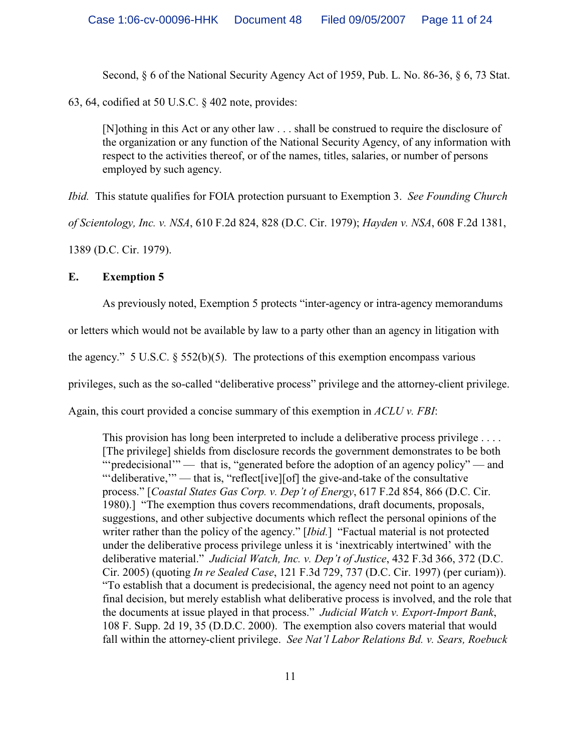Second, § 6 of the National Security Agency Act of 1959, Pub. L. No. 86-36, § 6, 73 Stat. 63, 64, codified at 50 U.S.C. § 402 note, provides:

> [N]othing in this Act or any other law . . . shall be construed to require the disclosure of the organization or any function of the National Security Agency, of any information with respect to the activities thereof, or of the names, titles, salaries, or number of persons employed by such agency.

*Ibid.* This statute qualifies for FOIA protection pursuant to Exemption 3. *See Founding Church of Scientology, Inc. v. NSA*, 610 F.2d 824, 828 (D.C. Cir. 1979); *Hayden v. NSA*, 608 F.2d 1381, 1389 (D.C. Cir. 1979).

**E. Exemption 5**

As previously noted, Exemption 5 protects "inter-agency or intra-agency memorandums or letters which would not be available by law to a party other than an agency in litigation with the agency." 5 U.S.C. § 552(b)(5). The protections of this exemption encompass various privileges, such as the so-called "deliberative process" privilege and the attorney-client privilege. Again, this court provided a concise summary of this exemption in *ACLU v. FBI*:

> This provision has long been interpreted to include a deliberative process privilege . . . . [The privilege] shields from disclosure records the government demonstrates to be both "'predecisional'" — that is, "generated before the adoption of an agency policy" — and "'deliberative,'" — that is, "reflect[ive][of] the give-and-take of the consultative process." [*Coastal States Gas Corp. v. Dep't of Energy*, 617 F.2d 854, 866 (D.C. Cir. 1980).] "The exemption thus covers recommendations, draft documents, proposals, suggestions, and other subjective documents which reflect the personal opinions of the writer rather than the policy of the agency." [*Ibid.*] "Factual material is not protected under the deliberative process privilege unless it is 'inextricably intertwined' with the deliberative material." *Judicial Watch, Inc. v. Dep't of Justice*, 432 F.3d 366, 372 (D.C. Cir. 2005) (quoting *In re Sealed Case*, 121 F.3d 729, 737 (D.C. Cir. 1997) (per curiam)). "To establish that a document is predecisional, the agency need not point to an agency final decision, but merely establish what deliberative process is involved, and the role that the documents at issue played in that process." *Judicial Watch v. Export-Import Bank*, 108 F. Supp. 2d 19, 35 (D.D.C. 2000). The exemption also covers material that would fall within the attorney-client privilege. *See Nat'l Labor Relations Bd. v. Sears, Roebuck*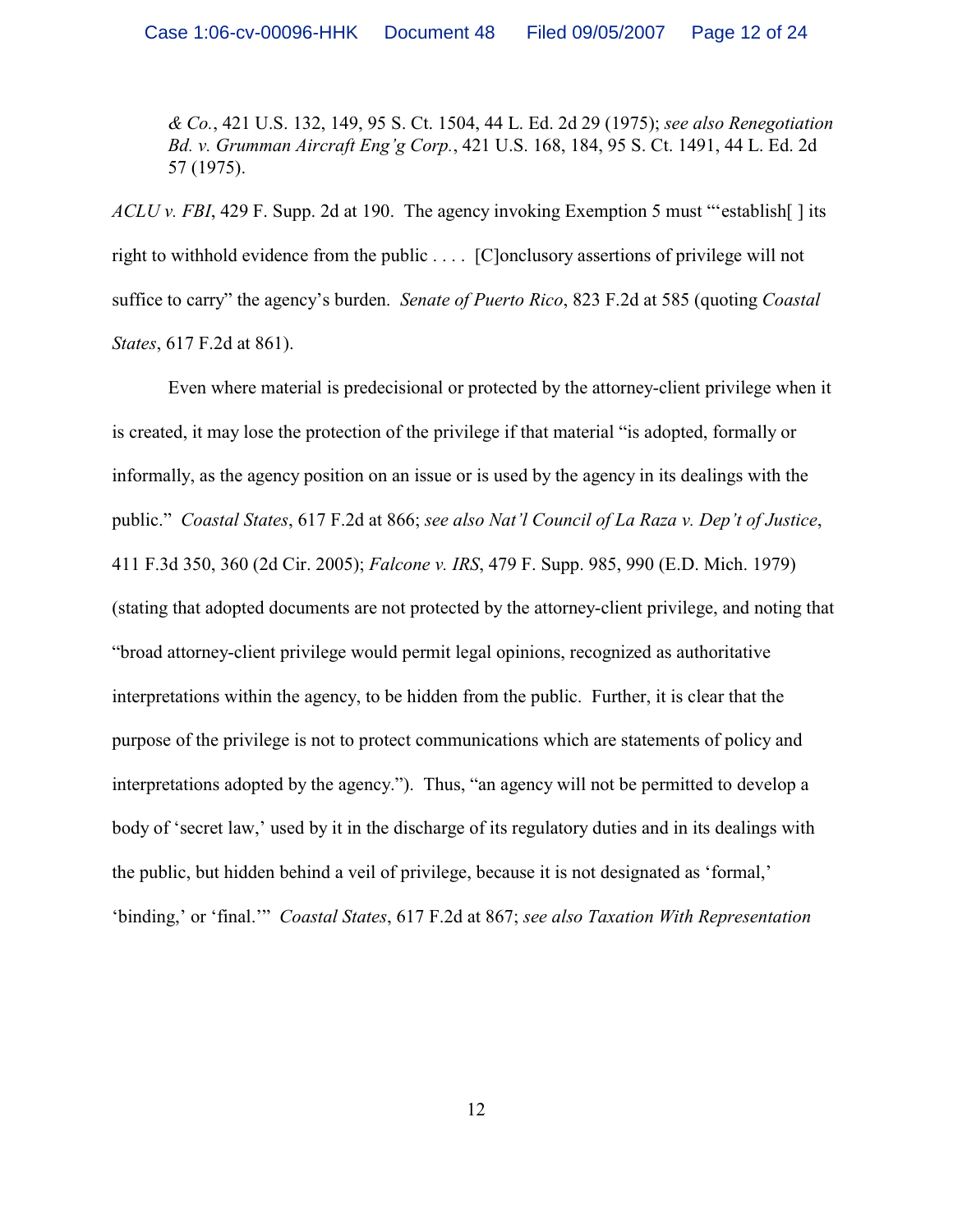> *& Co.*, 421 U.S. 132, 149, 95 S. Ct. 1504, 44 L. Ed. 2d 29 (1975); *see also Renegotiation Bd. v. Grumman Aircraft Eng'g Corp.*, 421 U.S. 168, 184, 95 S. Ct. 1491, 44 L. Ed. 2d 57 (1975).

*ACLU v. FBI*, 429 F. Supp. 2d at 190. The agency invoking Exemption 5 must "'establish[ ] its right to withhold evidence from the public . . . . [C]onclusory assertions of privilege will not suffice to carry" the agency's burden. *Senate of Puerto Rico*, 823 F.2d at 585 (quoting *Coastal States*, 617 F.2d at 861).

Even where material is predecisional or protected by the attorney-client privilege when it is created, it may lose the protection of the privilege if that material "is adopted, formally or informally, as the agency position on an issue or is used by the agency in its dealings with the public." *Coastal States*, 617 F.2d at 866; *see also Nat'l Council of La Raza v. Dep't of Justice*, 411 F.3d 350, 360 (2d Cir. 2005); *Falcone v. IRS*, 479 F. Supp. 985, 990 (E.D. Mich. 1979) (stating that adopted documents are not protected by the attorney-client privilege, and noting that "broad attorney-client privilege would permit legal opinions, recognized as authoritative interpretations within the agency, to be hidden from the public. Further, it is clear that the purpose of the privilege is not to protect communications which are statements of policy and interpretations adopted by the agency."). Thus, "an agency will not be permitted to develop a body of 'secret law,' used by it in the discharge of its regulatory duties and in its dealings with the public, but hidden behind a veil of privilege, because it is not designated as 'formal,' 'binding,' or 'final.'" *Coastal States*, 617 F.2d at 867; *see also Taxation With Representation*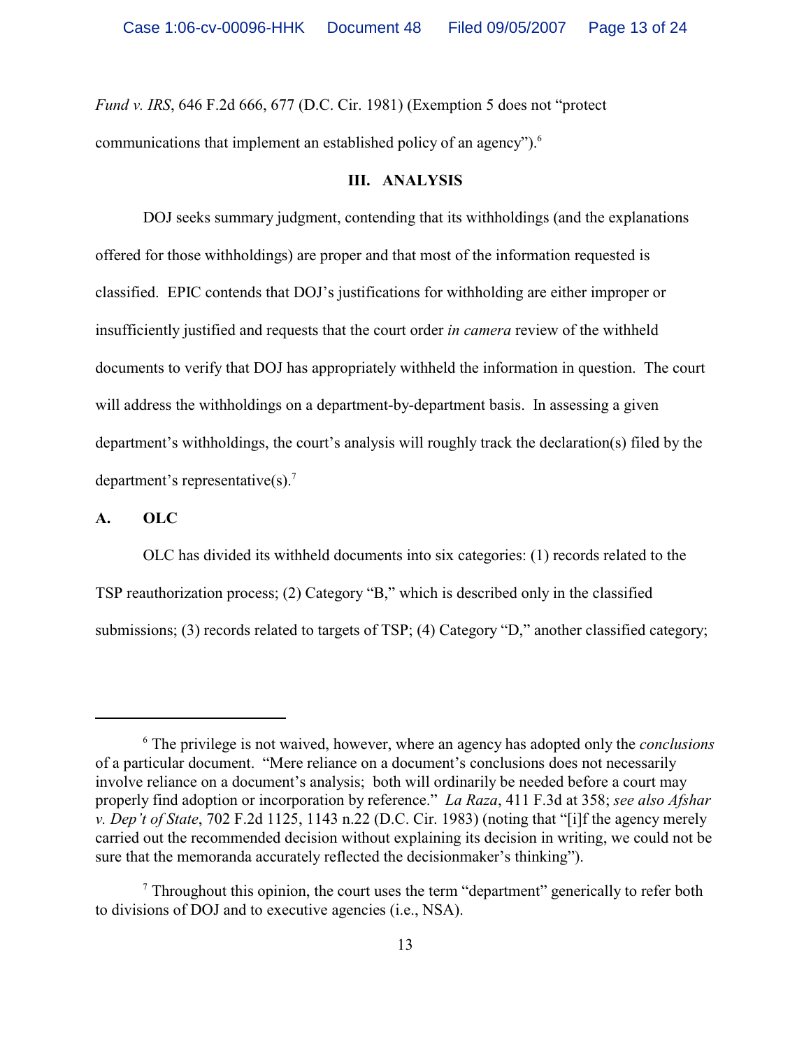*Fund v. IRS*, 646 F.2d 666, 677 (D.C. Cir. 1981) (Exemption 5 does not "protect communications that implement an established policy of an agency").[6]

## III. ANALYSIS

DOJ seeks summary judgment, contending that its withholdings (and the explanations offered for those withholdings) are proper and that most of the information requested is classified. EPIC contends that DOJ's justifications for withholding are either improper or insufficiently justified and requests that the court order *in camera* review of the withheld documents to verify that DOJ has appropriately withheld the information in question. The court will address the withholdings on a department-by-department basis. In assessing a given department's withholdings, the court's analysis will roughly track the declaration(s) filed by the department's representative(s).[7]

### A. OLC

OLC has divided its withheld documents into six categories: (1) records related to the TSP reauthorization process; (2) Category "B," which is described only in the classified submissions; (3) records related to targets of TSP; (4) Category "D," another classified category;

---

[6] The privilege is not waived, however, where an agency has adopted only the *conclusions* of a particular document. "Mere reliance on a document's conclusions does not necessarily involve reliance on a document's analysis; both will ordinarily be needed before a court may properly find adoption or incorporation by reference." *La Raza*, 411 F.3d at 358; *see also Afshar v. Dep't of State*, 702 F.2d 1125, 1143 n.22 (D.C. Cir. 1983) (noting that "[i]f the agency merely carried out the recommended decision without explaining its decision in writing, we could not be sure that the memoranda accurately reflected the decisionmaker's thinking").

[7] Throughout this opinion, the court uses the term "department" generically to refer both to divisions of DOJ and to executive agencies (i.e., NSA).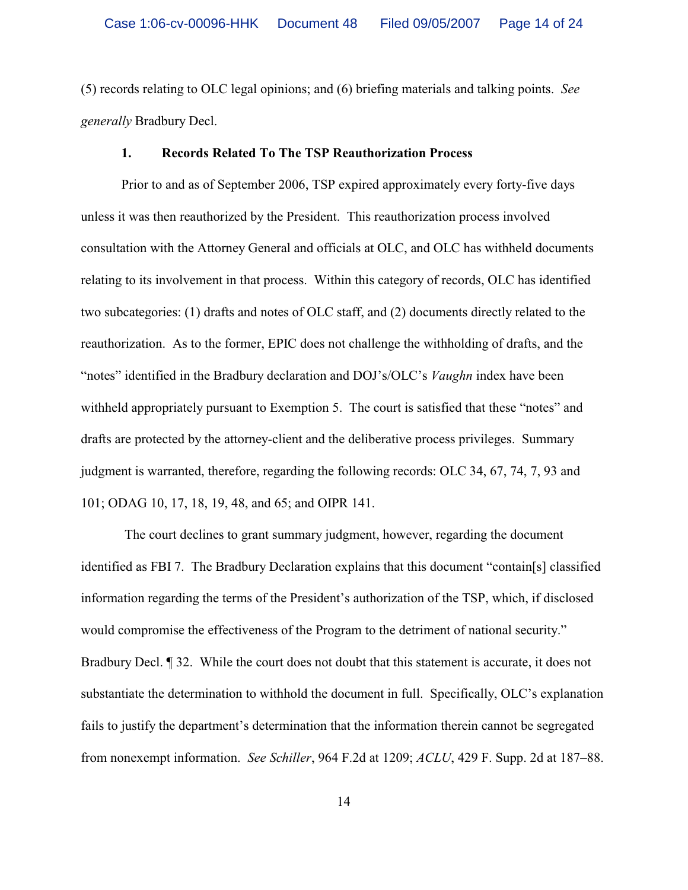(5) records relating to OLC legal opinions; and (6) briefing materials and talking points. *See generally* Bradbury Decl.

### 1. Records Related To The TSP Reauthorization Process

Prior to and as of September 2006, TSP expired approximately every forty-five days unless it was then reauthorized by the President. This reauthorization process involved consultation with the Attorney General and officials at OLC, and OLC has withheld documents relating to its involvement in that process. Within this category of records, OLC has identified two subcategories: (1) drafts and notes of OLC staff, and (2) documents directly related to the reauthorization. As to the former, EPIC does not challenge the withholding of drafts, and the "notes" identified in the Bradbury declaration and DOJ's/OLC's *Vaughn* index have been withheld appropriately pursuant to Exemption 5. The court is satisfied that these "notes" and drafts are protected by the attorney-client and the deliberative process privileges. Summary judgment is warranted, therefore, regarding the following records: OLC 34, 67, 74, 7, 93 and 101; ODAG 10, 17, 18, 19, 48, and 65; and OIPR 141.

The court declines to grant summary judgment, however, regarding the document identified as FBI 7. The Bradbury Declaration explains that this document "contain[s] classified information regarding the terms of the President's authorization of the TSP, which, if disclosed would compromise the effectiveness of the Program to the detriment of national security." Bradbury Decl. ¶ 32. While the court does not doubt that this statement is accurate, it does not substantiate the determination to withhold the document in full. Specifically, OLC's explanation fails to justify the department's determination that the information therein cannot be segregated from nonexempt information. *See Schiller*, 964 F.2d at 1209; *ACLU*, 429 F. Supp. 2d at 187–88.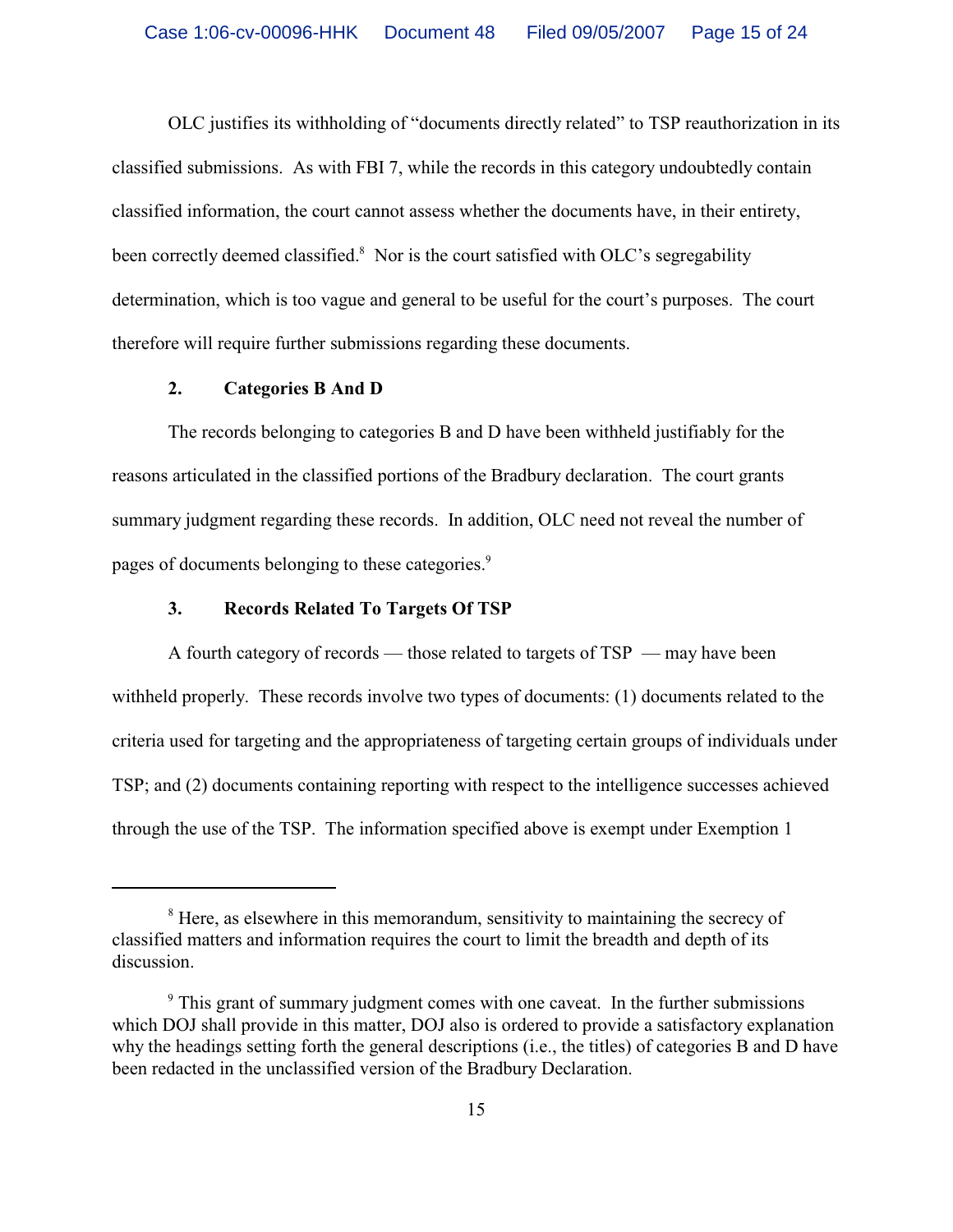OLC justifies its withholding of "documents directly related" to TSP reauthorization in its classified submissions. As with FBI 7, while the records in this category undoubtedly contain classified information, the court cannot assess whether the documents have, in their entirety, been correctly deemed classified.[8] Nor is the court satisfied with OLC's segregability determination, which is too vague and general to be useful for the court's purposes. The court therefore will require further submissions regarding these documents.

### 2. Categories B And D

The records belonging to categories B and D have been withheld justifiably for the reasons articulated in the classified portions of the Bradbury declaration. The court grants summary judgment regarding these records. In addition, OLC need not reveal the number of pages of documents belonging to these categories.[9]

### 3. Records Related To Targets Of TSP

A fourth category of records — those related to targets of TSP — may have been withheld properly. These records involve two types of documents: (1) documents related to the criteria used for targeting and the appropriateness of targeting certain groups of individuals under TSP; and (2) documents containing reporting with respect to the intelligence successes achieved through the use of the TSP. The information specified above is exempt under Exemption 1

---

[8] Here, as elsewhere in this memorandum, sensitivity to maintaining the secrecy of classified matters and information requires the court to limit the breadth and depth of its discussion.

[9] This grant of summary judgment comes with one caveat. In the further submissions which DOJ shall provide in this matter, DOJ also is ordered to provide a satisfactory explanation why the headings setting forth the general descriptions (i.e., the titles) of categories B and D have been redacted in the unclassified version of the Bradbury Declaration.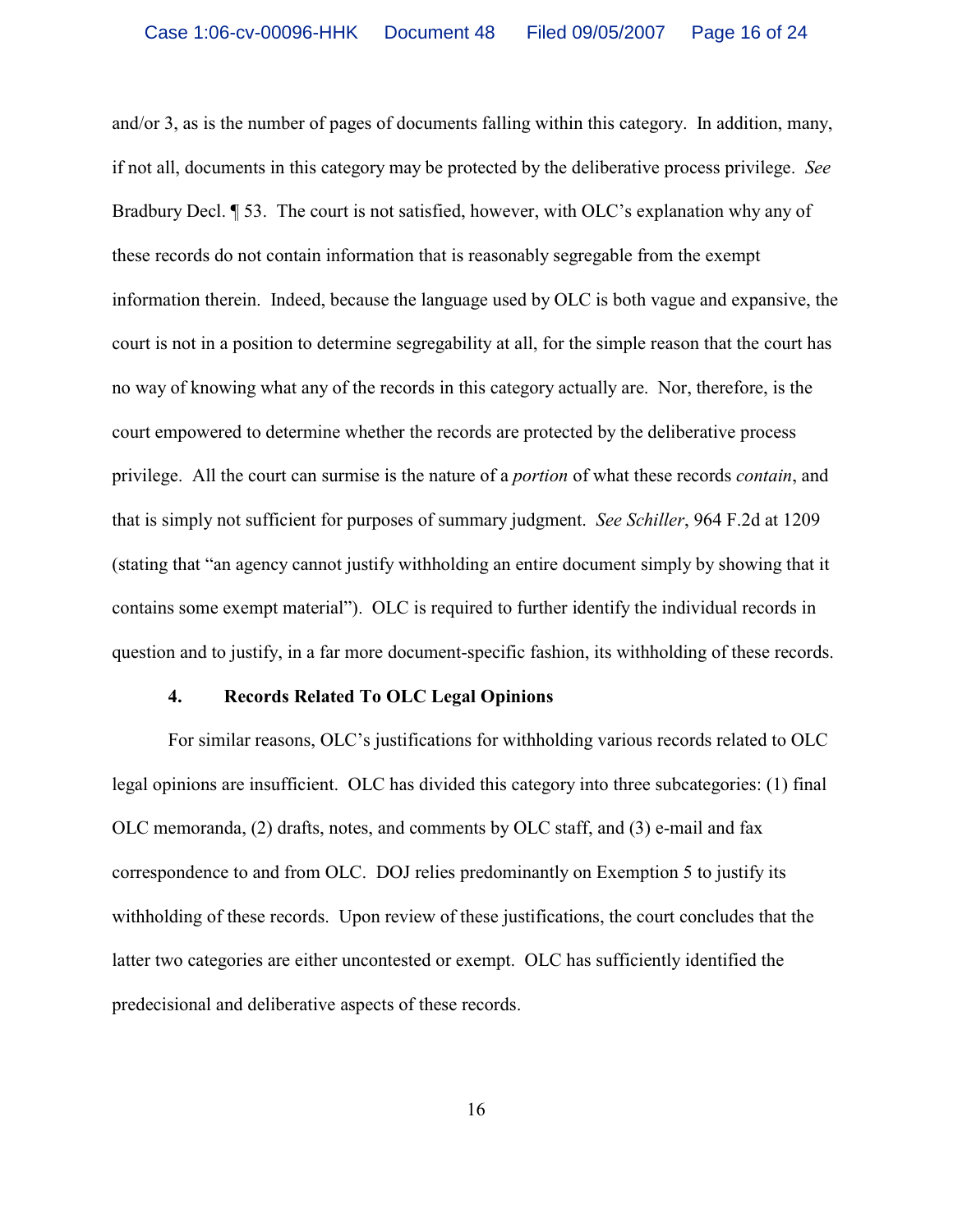and/or 3, as is the number of pages of documents falling within this category. In addition, many, if not all, documents in this category may be protected by the deliberative process privilege. *See* Bradbury Decl. ¶ 53. The court is not satisfied, however, with OLC's explanation why any of these records do not contain information that is reasonably segregable from the exempt information therein. Indeed, because the language used by OLC is both vague and expansive, the court is not in a position to determine segregability at all, for the simple reason that the court has no way of knowing what any of the records in this category actually are. Nor, therefore, is the court empowered to determine whether the records are protected by the deliberative process privilege. All the court can surmise is the nature of a *portion* of what these records *contain*, and that is simply not sufficient for purposes of summary judgment. *See Schiller*, 964 F.2d at 1209 (stating that "an agency cannot justify withholding an entire document simply by showing that it contains some exempt material"). OLC is required to further identify the individual records in question and to justify, in a far more document-specific fashion, its withholding of these records.

### 4. Records Related To OLC Legal Opinions

For similar reasons, OLC's justifications for withholding various records related to OLC legal opinions are insufficient. OLC has divided this category into three subcategories: (1) final OLC memoranda, (2) drafts, notes, and comments by OLC staff, and (3) e-mail and fax correspondence to and from OLC. DOJ relies predominantly on Exemption 5 to justify its withholding of these records. Upon review of these justifications, the court concludes that the latter two categories are either uncontested or exempt. OLC has sufficiently identified the predecisional and deliberative aspects of these records.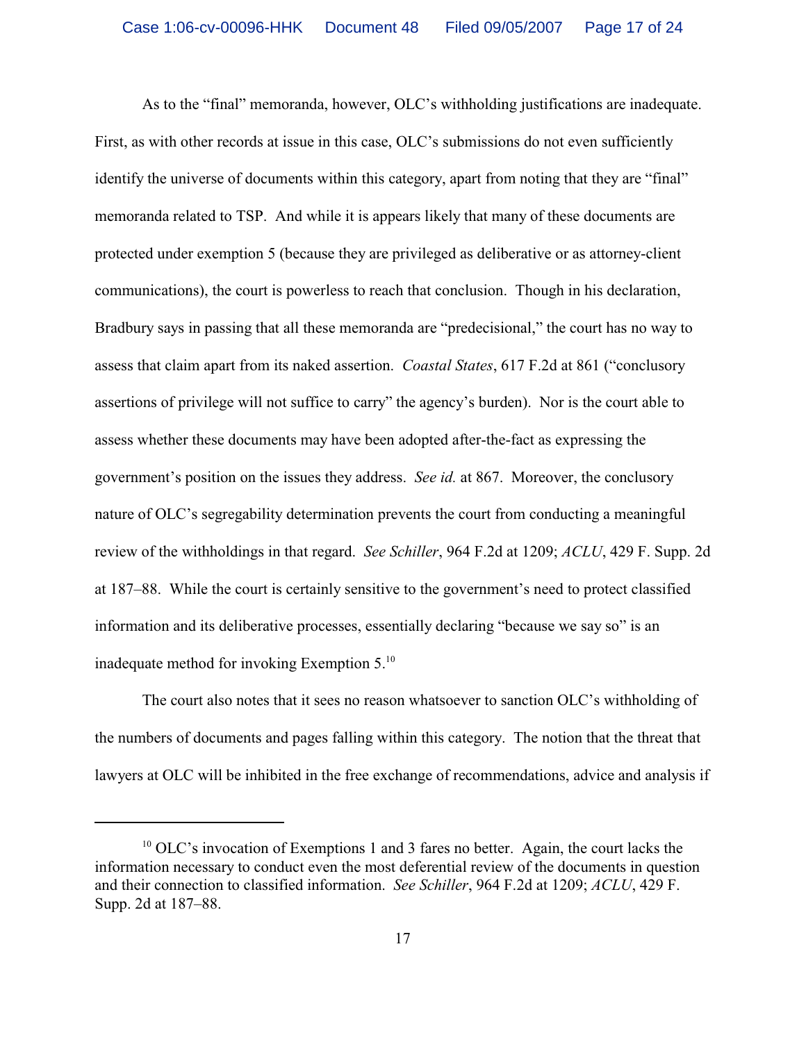As to the "final" memoranda, however, OLC's withholding justifications are inadequate. First, as with other records at issue in this case, OLC's submissions do not even sufficiently identify the universe of documents within this category, apart from noting that they are "final" memoranda related to TSP. And while it is appears likely that many of these documents are protected under exemption 5 (because they are privileged as deliberative or as attorney-client communications), the court is powerless to reach that conclusion. Though in his declaration, Bradbury says in passing that all these memoranda are "predecisional," the court has no way to assess that claim apart from its naked assertion. *Coastal States*, 617 F.2d at 861 ("conclusory assertions of privilege will not suffice to carry" the agency's burden). Nor is the court able to assess whether these documents may have been adopted after-the-fact as expressing the government's position on the issues they address. *See id.* at 867. Moreover, the conclusory nature of OLC's segregability determination prevents the court from conducting a meaningful review of the withholdings in that regard. *See Schiller*, 964 F.2d at 1209; *ACLU*, 429 F. Supp. 2d at 187–88. While the court is certainly sensitive to the government's need to protect classified information and its deliberative processes, essentially declaring "because we say so" is an inadequate method for invoking Exemption 5.[10]

The court also notes that it sees no reason whatsoever to sanction OLC's withholding of the numbers of documents and pages falling within this category. The notion that the threat that lawyers at OLC will be inhibited in the free exchange of recommendations, advice and analysis if

---

[10] OLC's invocation of Exemptions 1 and 3 fares no better. Again, the court lacks the information necessary to conduct even the most deferential review of the documents in question and their connection to classified information. *See Schiller*, 964 F.2d at 1209; *ACLU*, 429 F. Supp. 2d at 187–88.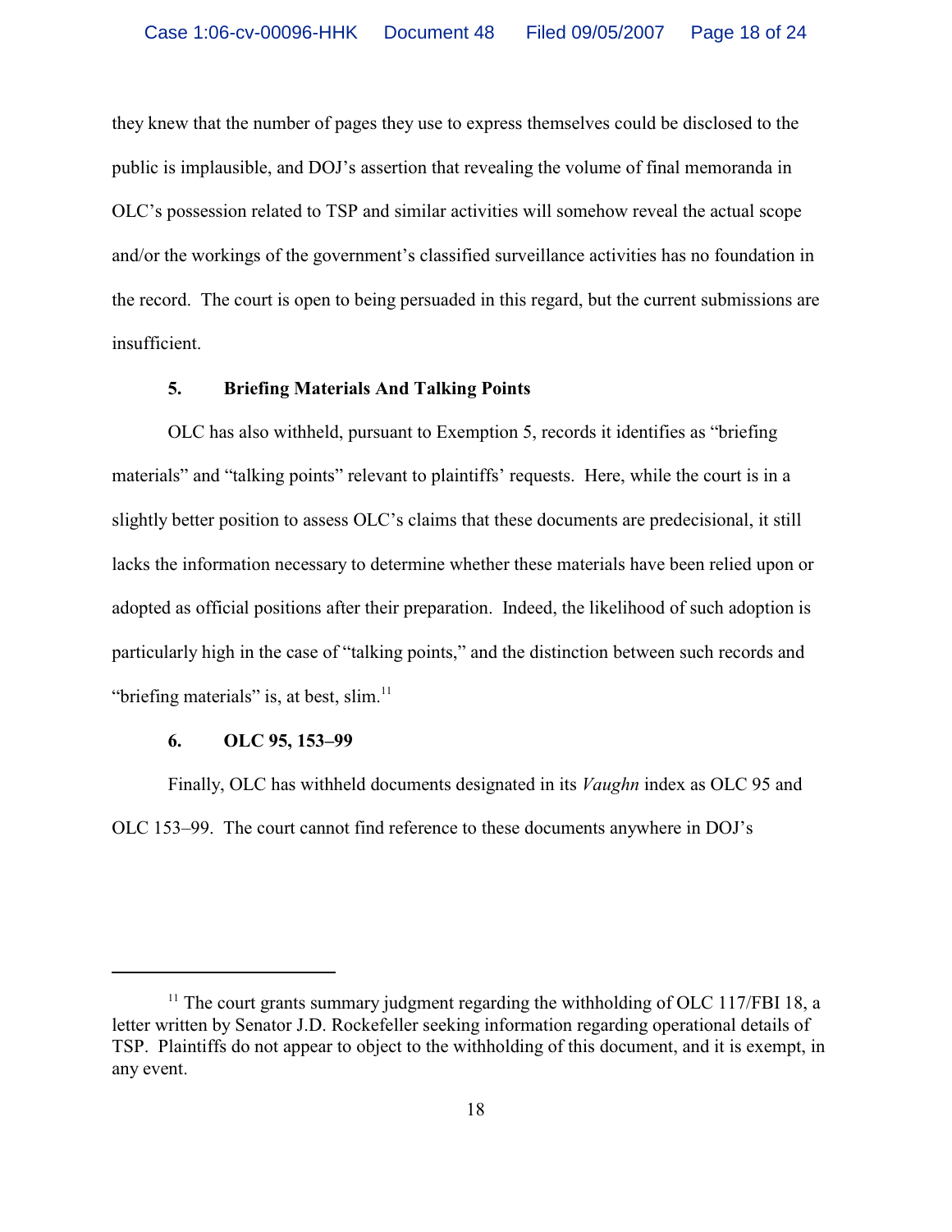they knew that the number of pages they use to express themselves could be disclosed to the public is implausible, and DOJ's assertion that revealing the volume of final memoranda in OLC's possession related to TSP and similar activities will somehow reveal the actual scope and/or the workings of the government's classified surveillance activities has no foundation in the record. The court is open to being persuaded in this regard, but the current submissions are insufficient.

**5. Briefing Materials And Talking Points**

OLC has also withheld, pursuant to Exemption 5, records it identifies as "briefing materials" and "talking points" relevant to plaintiffs' requests. Here, while the court is in a slightly better position to assess OLC's claims that these documents are predecisional, it still lacks the information necessary to determine whether these materials have been relied upon or adopted as official positions after their preparation. Indeed, the likelihood of such adoption is particularly high in the case of "talking points," and the distinction between such records and "briefing materials" is, at best, slim.[11]

**6. OLC 95, 153–99**

Finally, OLC has withheld documents designated in its *Vaughn* index as OLC 95 and OLC 153–99. The court cannot find reference to these documents anywhere in DOJ's

---

[11] The court grants summary judgment regarding the withholding of OLC 117/FBI 18, a letter written by Senator J.D. Rockefeller seeking information regarding operational details of TSP. Plaintiffs do not appear to object to the withholding of this document, and it is exempt, in any event.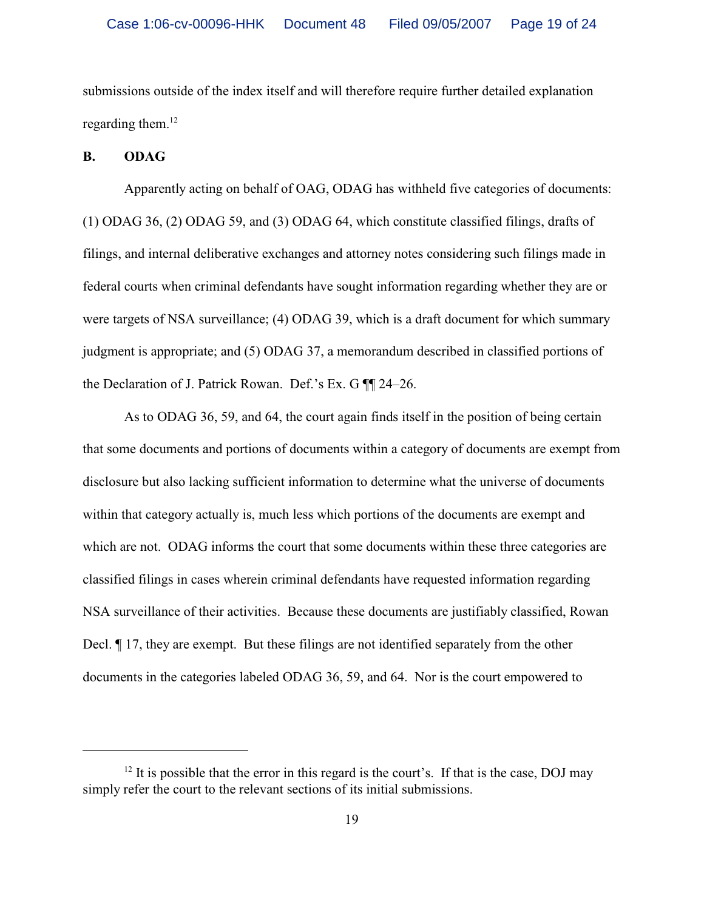submissions outside of the index itself and will therefore require further detailed explanation regarding them.[12]

### B. ODAG

Apparently acting on behalf of OAG, ODAG has withheld five categories of documents: (1) ODAG 36, (2) ODAG 59, and (3) ODAG 64, which constitute classified filings, drafts of filings, and internal deliberative exchanges and attorney notes considering such filings made in federal courts when criminal defendants have sought information regarding whether they are or were targets of NSA surveillance; (4) ODAG 39, which is a draft document for which summary judgment is appropriate; and (5) ODAG 37, a memorandum described in classified portions of the Declaration of J. Patrick Rowan. Def.'s Ex. G ¶¶ 24–26.

As to ODAG 36, 59, and 64, the court again finds itself in the position of being certain that some documents and portions of documents within a category of documents are exempt from disclosure but also lacking sufficient information to determine what the universe of documents within that category actually is, much less which portions of the documents are exempt and which are not. ODAG informs the court that some documents within these three categories are classified filings in cases wherein criminal defendants have requested information regarding NSA surveillance of their activities. Because these documents are justifiably classified, Rowan Decl. ¶ 17, they are exempt. But these filings are not identified separately from the other documents in the categories labeled ODAG 36, 59, and 64. Nor is the court empowered to

---

[12] It is possible that the error in this regard is the court's. If that is the case, DOJ may simply refer the court to the relevant sections of its initial submissions.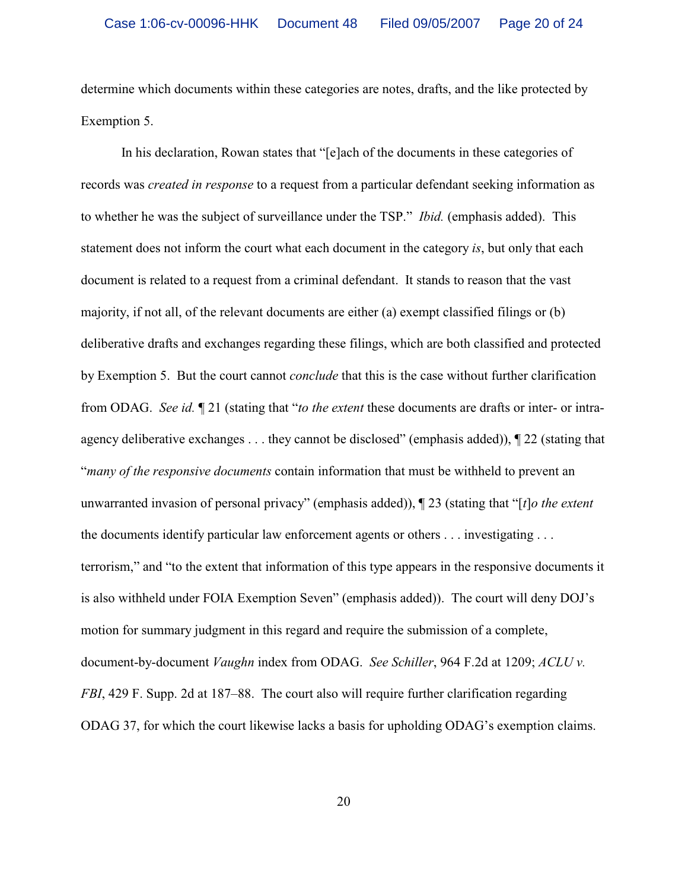determine which documents within these categories are notes, drafts, and the like protected by Exemption 5.

In his declaration, Rowan states that "[e]ach of the documents in these categories of records was *created in response* to a request from a particular defendant seeking information as to whether he was the subject of surveillance under the TSP." *Ibid.* (emphasis added). This statement does not inform the court what each document in the category *is*, but only that each document is related to a request from a criminal defendant. It stands to reason that the vast majority, if not all, of the relevant documents are either (a) exempt classified filings or (b) deliberative drafts and exchanges regarding these filings, which are both classified and protected by Exemption 5. But the court cannot *conclude* that this is the case without further clarification from ODAG. *See id.* ¶ 21 (stating that "*to the extent* these documents are drafts or inter- or intra-agency deliberative exchanges . . . they cannot be disclosed" (emphasis added)), ¶ 22 (stating that "*many of the responsive documents* contain information that must be withheld to prevent an unwarranted invasion of personal privacy" (emphasis added)), ¶ 23 (stating that "[*t*]*o the extent* the documents identify particular law enforcement agents or others . . . investigating . . . terrorism," and "to the extent that information of this type appears in the responsive documents it is also withheld under FOIA Exemption Seven" (emphasis added)). The court will deny DOJ's motion for summary judgment in this regard and require the submission of a complete, document-by-document *Vaughn* index from ODAG. *See Schiller*, 964 F.2d at 1209; *ACLU v. FBI*, 429 F. Supp. 2d at 187–88. The court also will require further clarification regarding ODAG 37, for which the court likewise lacks a basis for upholding ODAG's exemption claims.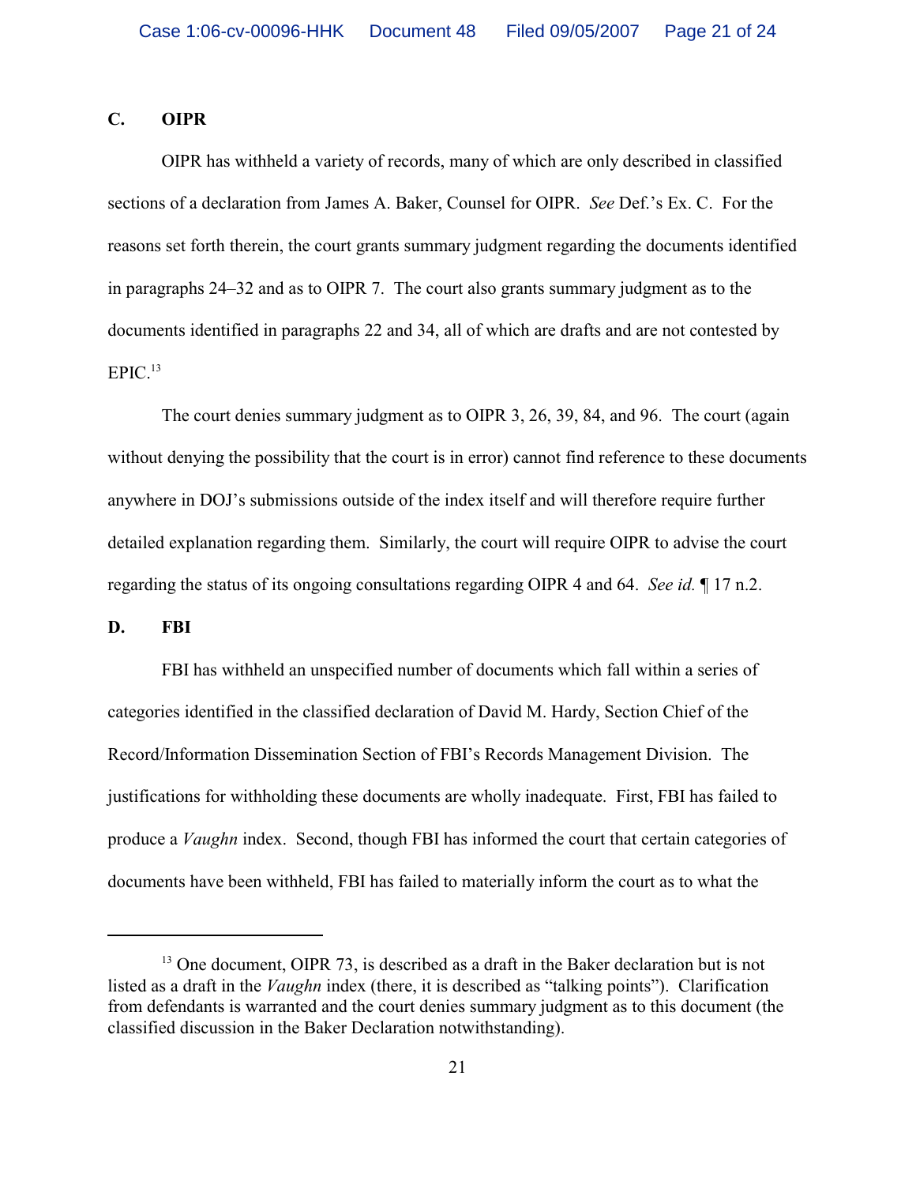### C. OIPR

OIPR has withheld a variety of records, many of which are only described in classified sections of a declaration from James A. Baker, Counsel for OIPR. *See* Def.'s Ex. C. For the reasons set forth therein, the court grants summary judgment regarding the documents identified in paragraphs 24–32 and as to OIPR 7. The court also grants summary judgment as to the documents identified in paragraphs 22 and 34, all of which are drafts and are not contested by EPIC.[13]

The court denies summary judgment as to OIPR 3, 26, 39, 84, and 96. The court (again without denying the possibility that the court is in error) cannot find reference to these documents anywhere in DOJ's submissions outside of the index itself and will therefore require further detailed explanation regarding them. Similarly, the court will require OIPR to advise the court regarding the status of its ongoing consultations regarding OIPR 4 and 64. *See id.* ¶ 17 n.2.

### D. FBI

FBI has withheld an unspecified number of documents which fall within a series of categories identified in the classified declaration of David M. Hardy, Section Chief of the Record/Information Dissemination Section of FBI's Records Management Division. The justifications for withholding these documents are wholly inadequate. First, FBI has failed to produce a *Vaughn* index. Second, though FBI has informed the court that certain categories of documents have been withheld, FBI has failed to materially inform the court as to what the

---

[13] One document, OIPR 73, is described as a draft in the Baker declaration but is not listed as a draft in the *Vaughn* index (there, it is described as "talking points"). Clarification from defendants is warranted and the court denies summary judgment as to this document (the classified discussion in the Baker Declaration notwithstanding).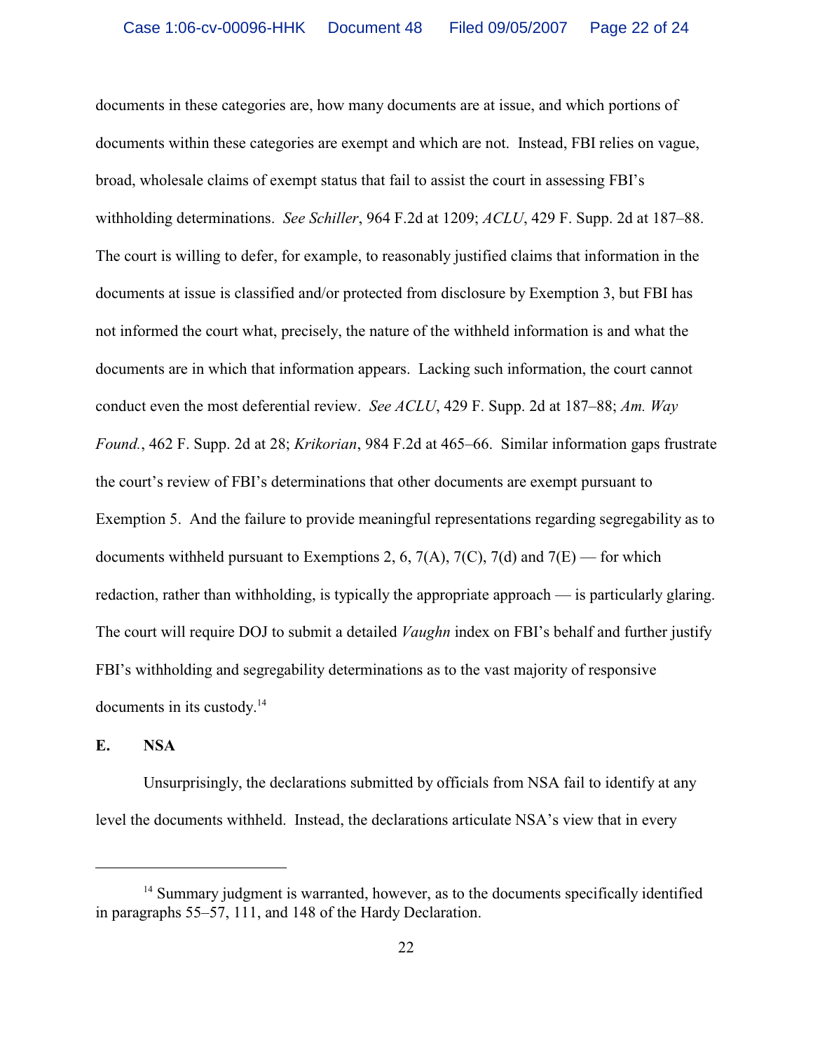documents in these categories are, how many documents are at issue, and which portions of documents within these categories are exempt and which are not. Instead, FBI relies on vague, broad, wholesale claims of exempt status that fail to assist the court in assessing FBI's withholding determinations. *See Schiller*, 964 F.2d at 1209; *ACLU*, 429 F. Supp. 2d at 187–88. The court is willing to defer, for example, to reasonably justified claims that information in the documents at issue is classified and/or protected from disclosure by Exemption 3, but FBI has not informed the court what, precisely, the nature of the withheld information is and what the documents are in which that information appears. Lacking such information, the court cannot conduct even the most deferential review. *See ACLU*, 429 F. Supp. 2d at 187–88; *Am. Way Found.*, 462 F. Supp. 2d at 28; *Krikorian*, 984 F.2d at 465–66. Similar information gaps frustrate the court's review of FBI's determinations that other documents are exempt pursuant to Exemption 5. And the failure to provide meaningful representations regarding segregability as to documents withheld pursuant to Exemptions 2, 6, 7(A), 7(C), 7(d) and 7(E) — for which redaction, rather than withholding, is typically the appropriate approach — is particularly glaring. The court will require DOJ to submit a detailed *Vaughn* index on FBI's behalf and further justify FBI's withholding and segregability determinations as to the vast majority of responsive documents in its custody.[14]

**E. NSA**

Unsurprisingly, the declarations submitted by officials from NSA fail to identify at any level the documents withheld. Instead, the declarations articulate NSA's view that in every

---

[14] Summary judgment is warranted, however, as to the documents specifically identified in paragraphs 55–57, 111, and 148 of the Hardy Declaration.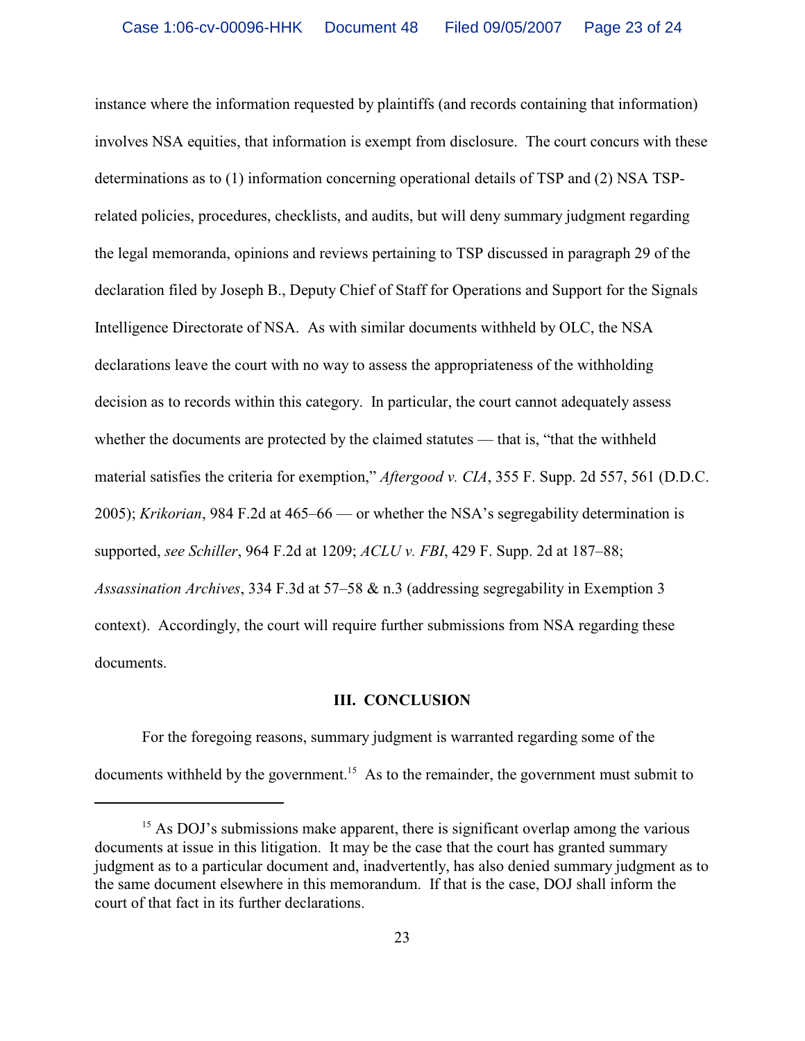instance where the information requested by plaintiffs (and records containing that information) involves NSA equities, that information is exempt from disclosure. The court concurs with these determinations as to (1) information concerning operational details of TSP and (2) NSA TSP-related policies, procedures, checklists, and audits, but will deny summary judgment regarding the legal memoranda, opinions and reviews pertaining to TSP discussed in paragraph 29 of the declaration filed by Joseph B., Deputy Chief of Staff for Operations and Support for the Signals Intelligence Directorate of NSA. As with similar documents withheld by OLC, the NSA declarations leave the court with no way to assess the appropriateness of the withholding decision as to records within this category. In particular, the court cannot adequately assess whether the documents are protected by the claimed statutes — that is, "that the withheld material satisfies the criteria for exemption," *Aftergood v. CIA*, 355 F. Supp. 2d 557, 561 (D.D.C. 2005); *Krikorian*, 984 F.2d at 465–66 — or whether the NSA's segregability determination is supported, *see Schiller*, 964 F.2d at 1209; *ACLU v. FBI*, 429 F. Supp. 2d at 187–88; *Assassination Archives*, 334 F.3d at 57–58 & n.3 (addressing segregability in Exemption 3 context). Accordingly, the court will require further submissions from NSA regarding these documents.

## III. CONCLUSION

For the foregoing reasons, summary judgment is warranted regarding some of the documents withheld by the government.[15] As to the remainder, the government must submit to

---

[15] As DOJ's submissions make apparent, there is significant overlap among the various documents at issue in this litigation. It may be the case that the court has granted summary judgment as to a particular document and, inadvertently, has also denied summary judgment as to the same document elsewhere in this memorandum. If that is the case, DOJ shall inform the court of that fact in its further declarations.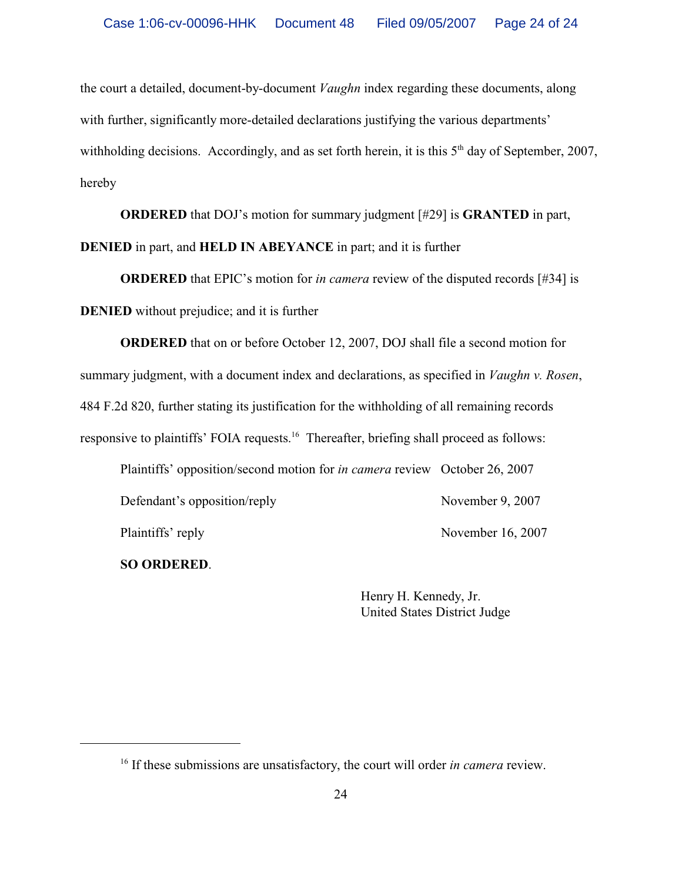the court a detailed, document-by-document *Vaughn* index regarding these documents, along with further, significantly more-detailed declarations justifying the various departments' withholding decisions. Accordingly, and as set forth herein, it is this 5th day of September, 2007, hereby

**ORDERED** that DOJ's motion for summary judgment [#29] is **GRANTED** in part, **DENIED** in part, and **HELD IN ABEYANCE** in part; and it is further

**ORDERED** that EPIC's motion for *in camera* review of the disputed records [#34] is **DENIED** without prejudice; and it is further

**ORDERED** that on or before October 12, 2007, DOJ shall file a second motion for summary judgment, with a document index and declarations, as specified in *Vaughn v. Rosen*, 484 F.2d 820, further stating its justification for the withholding of all remaining records responsive to plaintiffs' FOIA requests.[16] Thereafter, briefing shall proceed as follows:

| | |
|---|---|
| Plaintiffs' opposition/second motion for *in camera* review | October 26, 2007 |
| Defendant's opposition/reply | November 9, 2007 |
| Plaintiffs' reply | November 16, 2007 |

**SO ORDERED**.

Henry H. Kennedy, Jr.
United States District Judge

---

[16] If these submissions are unsatisfactory, the court will order *in camera* review.